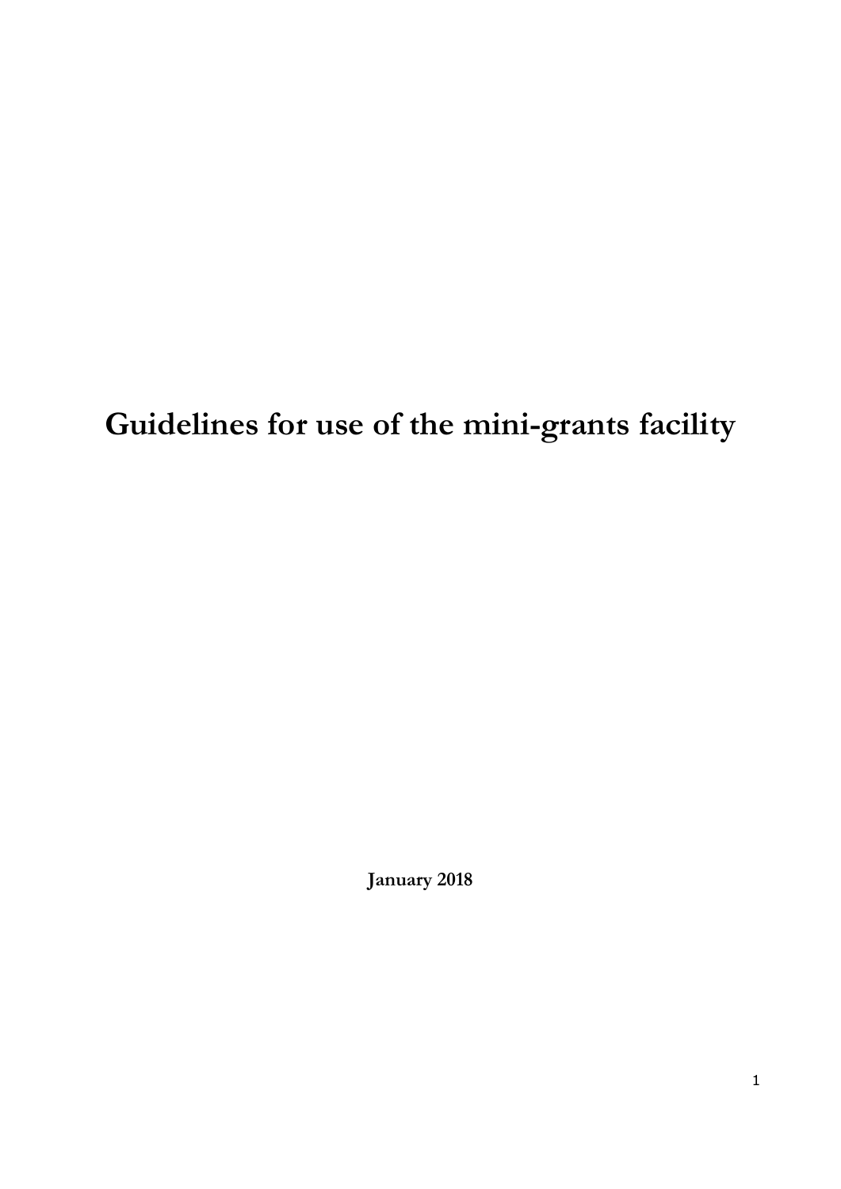# Guidelines for use of the mini-grants facility

**January 2018**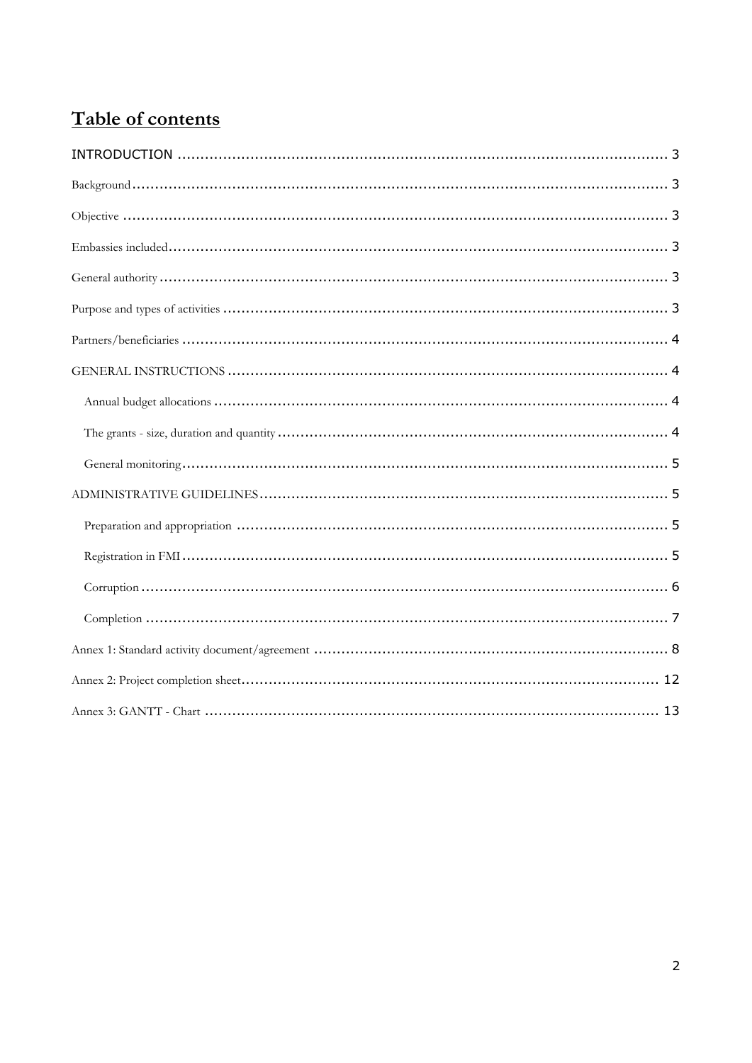# Table of contents

INTRODUCTION ........................................................................................................ 3

Background ........................................................................................................ 3

Objective ........................................................................................................ 3

Embassies included ........................................................................................................ 3

General authority ........................................................................................................ 3

Purpose and types of activities ........................................................................................................ 3

Partners/beneficiaries ........................................................................................................ 4

GENERAL INSTRUCTIONS ........................................................................................................ 4

- Annual budget allocations ........................................................................................................ 4
- The grants - size, duration and quantity ........................................................................................................ 4
- General monitoring ........................................................................................................ 5

ADMINISTRATIVE GUIDELINES ........................................................................................................ 5

- Preparation and appropriation ........................................................................................................ 5
- Registration in FMI ........................................................................................................ 5
- Corruption ........................................................................................................ 6
- Completion ........................................................................................................ 7

Annex 1: Standard activity document/agreement ........................................................................................................ 8

Annex 2: Project completion sheet ........................................................................................................ 12

Annex 3: GANTT - Chart ........................................................................................................ 13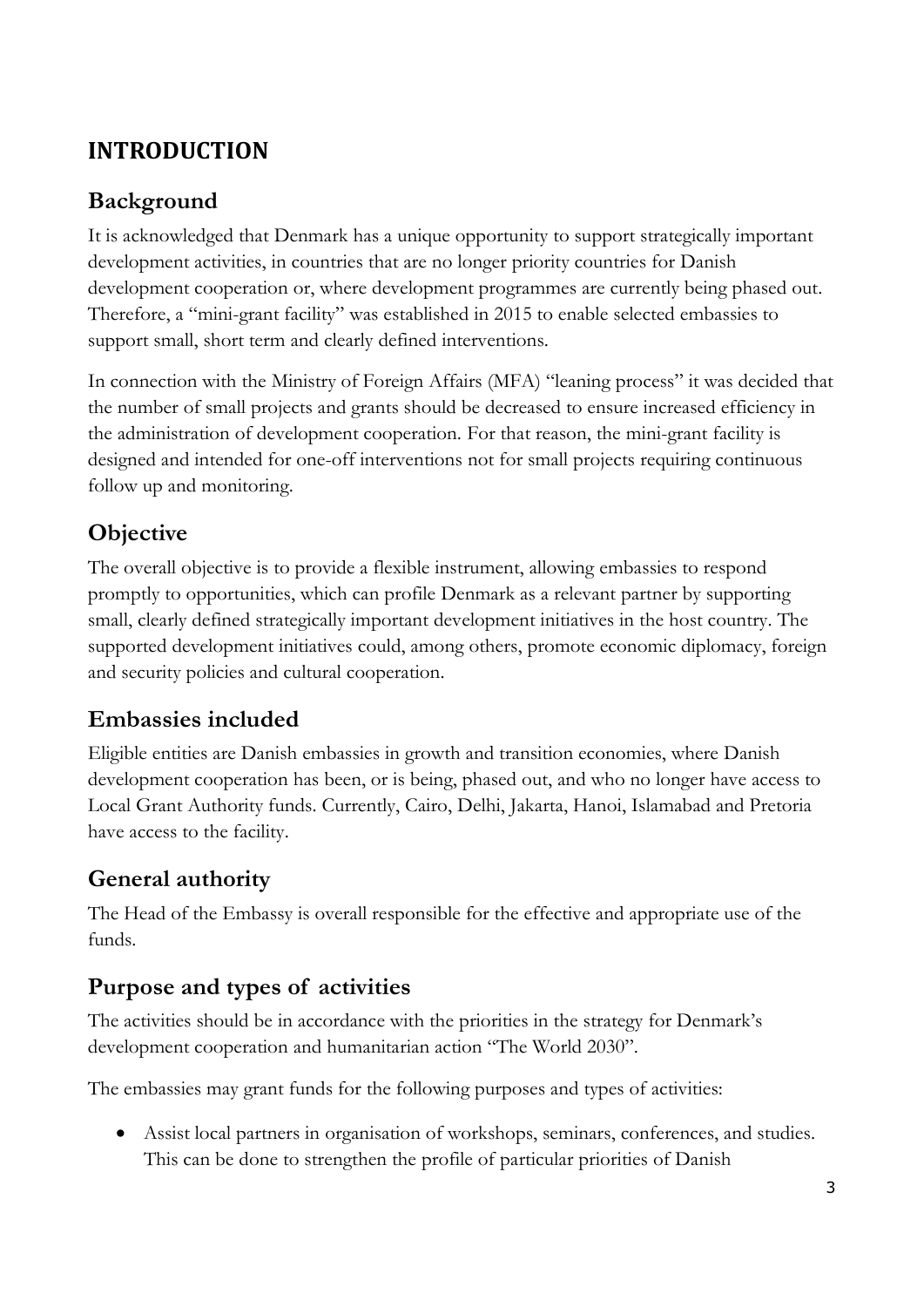# INTRODUCTION

## Background

It is acknowledged that Denmark has a unique opportunity to support strategically important development activities, in countries that are no longer priority countries for Danish development cooperation or, where development programmes are currently being phased out. Therefore, a "mini-grant facility" was established in 2015 to enable selected embassies to support small, short term and clearly defined interventions.

In connection with the Ministry of Foreign Affairs (MFA) "leaning process" it was decided that the number of small projects and grants should be decreased to ensure increased efficiency in the administration of development cooperation. For that reason, the mini-grant facility is designed and intended for one-off interventions not for small projects requiring continuous follow up and monitoring.

## Objective

The overall objective is to provide a flexible instrument, allowing embassies to respond promptly to opportunities, which can profile Denmark as a relevant partner by supporting small, clearly defined strategically important development initiatives in the host country. The supported development initiatives could, among others, promote economic diplomacy, foreign and security policies and cultural cooperation.

## Embassies included

Eligible entities are Danish embassies in growth and transition economies, where Danish development cooperation has been, or is being, phased out, and who no longer have access to Local Grant Authority funds. Currently, Cairo, Delhi, Jakarta, Hanoi, Islamabad and Pretoria have access to the facility.

## General authority

The Head of the Embassy is overall responsible for the effective and appropriate use of the funds.

## Purpose and types of activities

The activities should be in accordance with the priorities in the strategy for Denmark's development cooperation and humanitarian action "The World 2030".

The embassies may grant funds for the following purposes and types of activities:

- Assist local partners in organisation of workshops, seminars, conferences, and studies. This can be done to strengthen the profile of particular priorities of Danish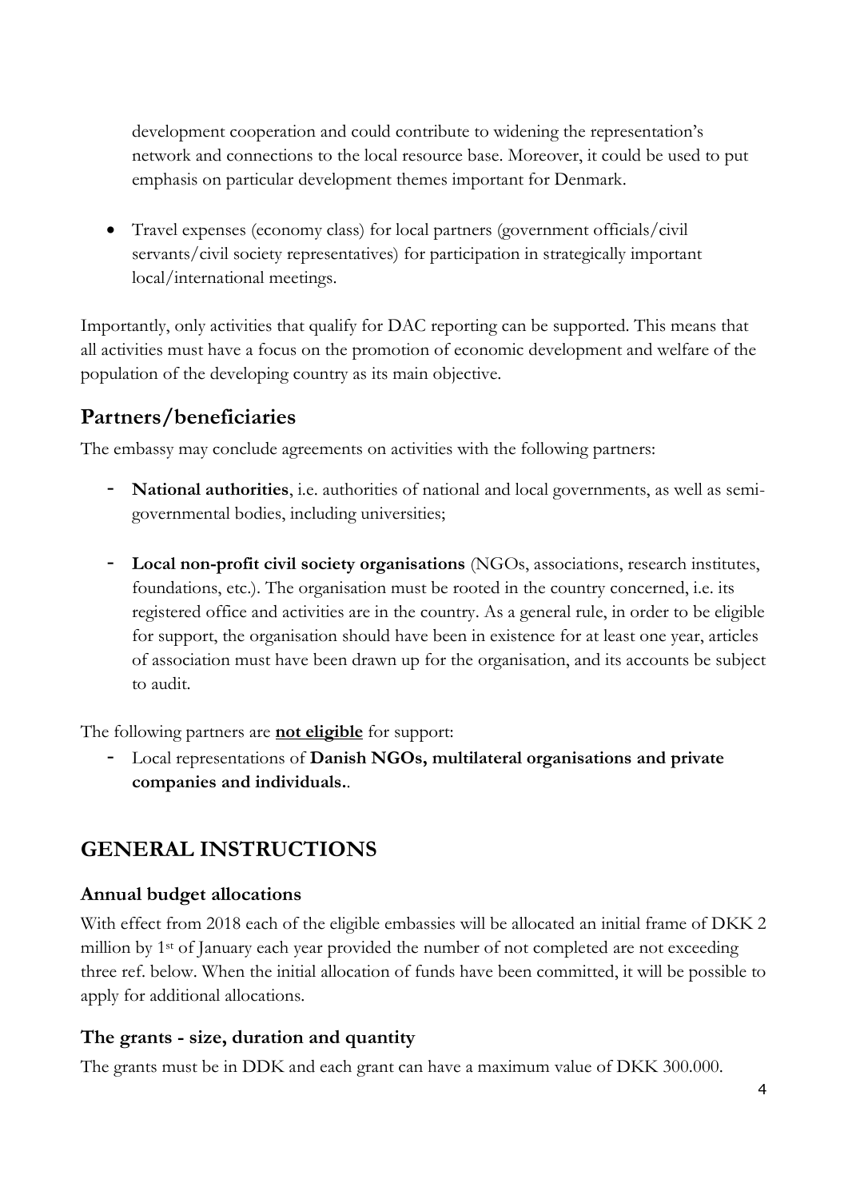development cooperation and could contribute to widening the representation's network and connections to the local resource base. Moreover, it could be used to put emphasis on particular development themes important for Denmark.

- Travel expenses (economy class) for local partners (government officials/civil servants/civil society representatives) for participation in strategically important local/international meetings.

Importantly, only activities that qualify for DAC reporting can be supported. This means that all activities must have a focus on the promotion of economic development and welfare of the population of the developing country as its main objective.

## Partners/beneficiaries

The embassy may conclude agreements on activities with the following partners:

- **National authorities**, i.e. authorities of national and local governments, as well as semi-governmental bodies, including universities;

- **Local non-profit civil society organisations** (NGOs, associations, research institutes, foundations, etc.). The organisation must be rooted in the country concerned, i.e. its registered office and activities are in the country. As a general rule, in order to be eligible for support, the organisation should have been in existence for at least one year, articles of association must have been drawn up for the organisation, and its accounts be subject to audit.

The following partners are **<u>not eligible</u>** for support:

- Local representations of **Danish NGOs, multilateral organisations and private companies and individuals.**.

# GENERAL INSTRUCTIONS

### Annual budget allocations

With effect from 2018 each of the eligible embassies will be allocated an initial frame of DKK 2 million by 1st of January each year provided the number of not completed are not exceeding three ref. below. When the initial allocation of funds have been committed, it will be possible to apply for additional allocations.

### The grants - size, duration and quantity

The grants must be in DDK and each grant can have a maximum value of DKK 300.000.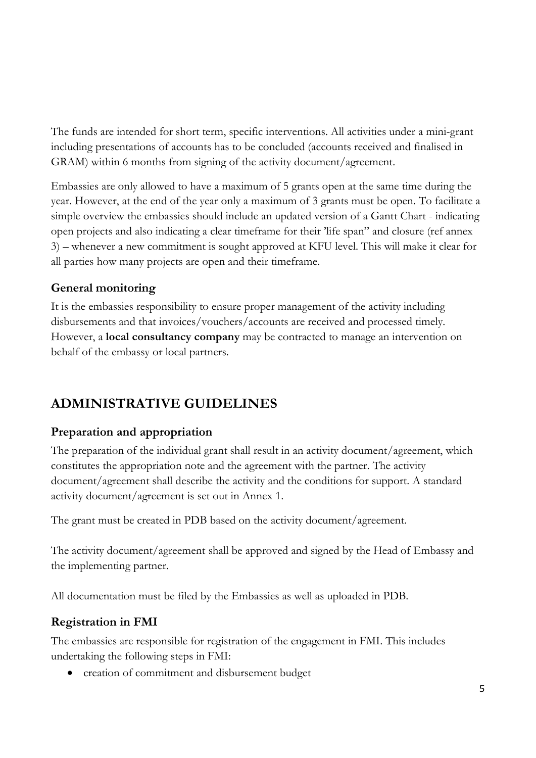The funds are intended for short term, specific interventions. All activities under a mini-grant including presentations of accounts has to be concluded (accounts received and finalised in GRAM) within 6 months from signing of the activity document/agreement.

Embassies are only allowed to have a maximum of 5 grants open at the same time during the year. However, at the end of the year only a maximum of 3 grants must be open. To facilitate a simple overview the embassies should include an updated version of a Gantt Chart - indicating open projects and also indicating a clear timeframe for their 'life span" and closure (ref annex 3) – whenever a new commitment is sought approved at KFU level. This will make it clear for all parties how many projects are open and their timeframe.

### General monitoring

It is the embassies responsibility to ensure proper management of the activity including disbursements and that invoices/vouchers/accounts are received and processed timely. However, a **local consultancy company** may be contracted to manage an intervention on behalf of the embassy or local partners.

## ADMINISTRATIVE GUIDELINES

### Preparation and appropriation

The preparation of the individual grant shall result in an activity document/agreement, which constitutes the appropriation note and the agreement with the partner. The activity document/agreement shall describe the activity and the conditions for support. A standard activity document/agreement is set out in Annex 1.

The grant must be created in PDB based on the activity document/agreement.

The activity document/agreement shall be approved and signed by the Head of Embassy and the implementing partner.

All documentation must be filed by the Embassies as well as uploaded in PDB.

### Registration in FMI

The embassies are responsible for registration of the engagement in FMI. This includes undertaking the following steps in FMI:

- creation of commitment and disbursement budget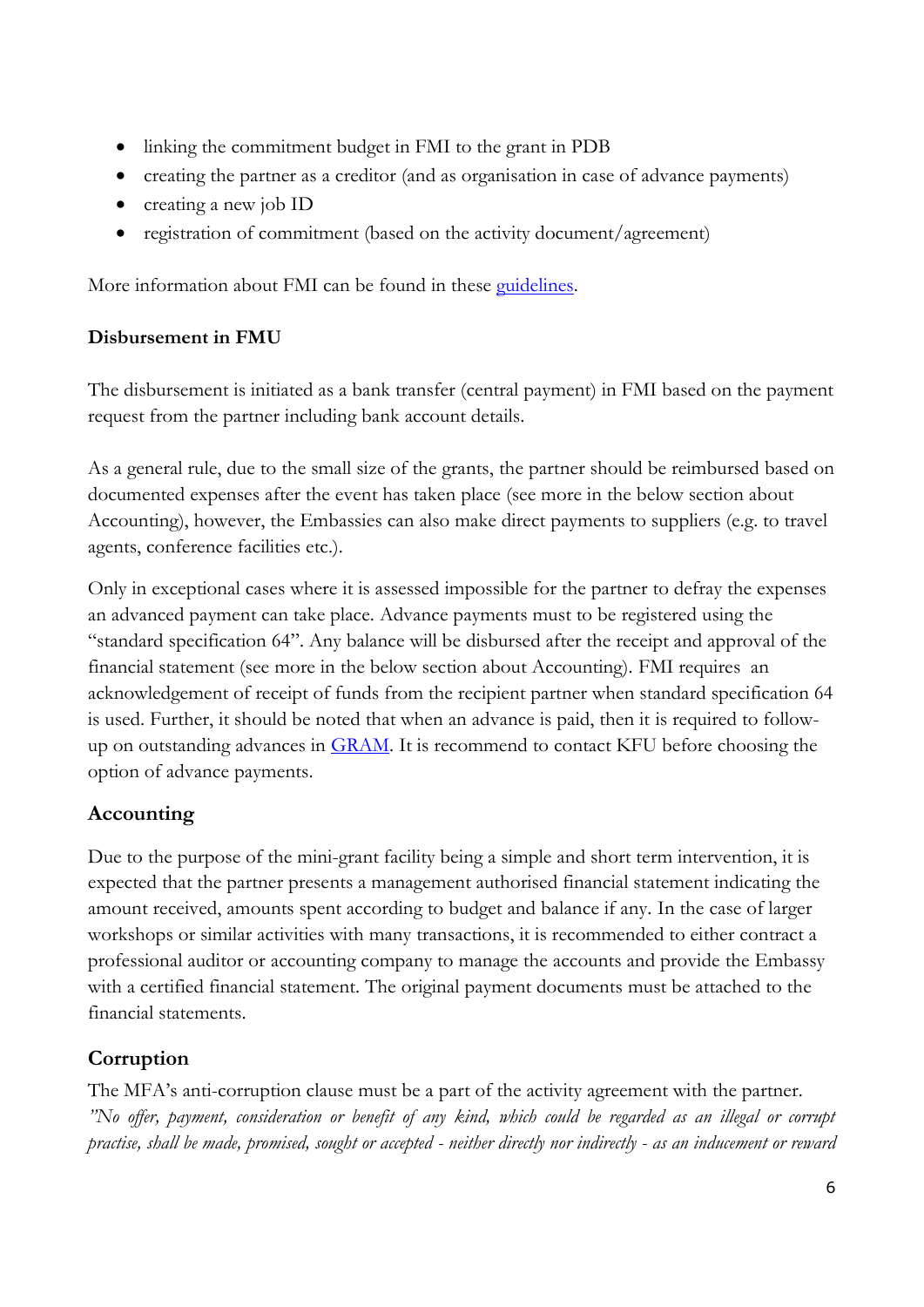- linking the commitment budget in FMI to the grant in PDB
- creating the partner as a creditor (and as organisation in case of advance payments)
- creating a new job ID
- registration of commitment (based on the activity document/agreement)

More information about FMI can be found in these guidelines.

**Disbursement in FMU**

The disbursement is initiated as a bank transfer (central payment) in FMI based on the payment request from the partner including bank account details.

As a general rule, due to the small size of the grants, the partner should be reimbursed based on documented expenses after the event has taken place (see more in the below section about Accounting), however, the Embassies can also make direct payments to suppliers (e.g. to travel agents, conference facilities etc.).

Only in exceptional cases where it is assessed impossible for the partner to defray the expenses an advanced payment can take place. Advance payments must to be registered using the "standard specification 64". Any balance will be disbursed after the receipt and approval of the financial statement (see more in the below section about Accounting). FMI requires an acknowledgement of receipt of funds from the recipient partner when standard specification 64 is used. Further, it should be noted that when an advance is paid, then it is required to follow-up on outstanding advances in GRAM. It is recommend to contact KFU before choosing the option of advance payments.

## Accounting

Due to the purpose of the mini-grant facility being a simple and short term intervention, it is expected that the partner presents a management authorised financial statement indicating the amount received, amounts spent according to budget and balance if any. In the case of larger workshops or similar activities with many transactions, it is recommended to either contract a professional auditor or accounting company to manage the accounts and provide the Embassy with a certified financial statement. The original payment documents must be attached to the financial statements.

## Corruption

The MFA's anti-corruption clause must be a part of the activity agreement with the partner. *"No offer, payment, consideration or benefit of any kind, which could be regarded as an illegal or corrupt practise, shall be made, promised, sought or accepted - neither directly nor indirectly - as an inducement or reward*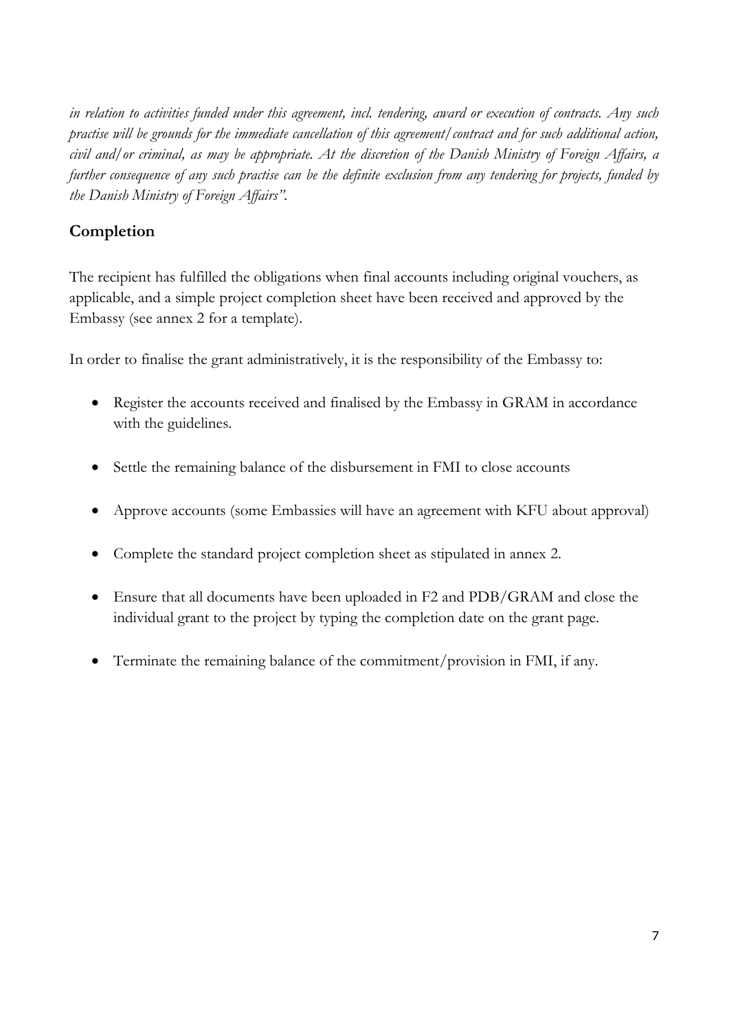*in relation to activities funded under this agreement, incl. tendering, award or execution of contracts. Any such practise will be grounds for the immediate cancellation of this agreement/contract and for such additional action, civil and/or criminal, as may be appropriate. At the discretion of the Danish Ministry of Foreign Affairs, a further consequence of any such practise can be the definite exclusion from any tendering for projects, funded by the Danish Ministry of Foreign Affairs".*

## Completion

The recipient has fulfilled the obligations when final accounts including original vouchers, as applicable, and a simple project completion sheet have been received and approved by the Embassy (see annex 2 for a template).

In order to finalise the grant administratively, it is the responsibility of the Embassy to:

- Register the accounts received and finalised by the Embassy in GRAM in accordance with the guidelines.
- Settle the remaining balance of the disbursement in FMI to close accounts
- Approve accounts (some Embassies will have an agreement with KFU about approval)
- Complete the standard project completion sheet as stipulated in annex 2.
- Ensure that all documents have been uploaded in F2 and PDB/GRAM and close the individual grant to the project by typing the completion date on the grant page.
- Terminate the remaining balance of the commitment/provision in FMI, if any.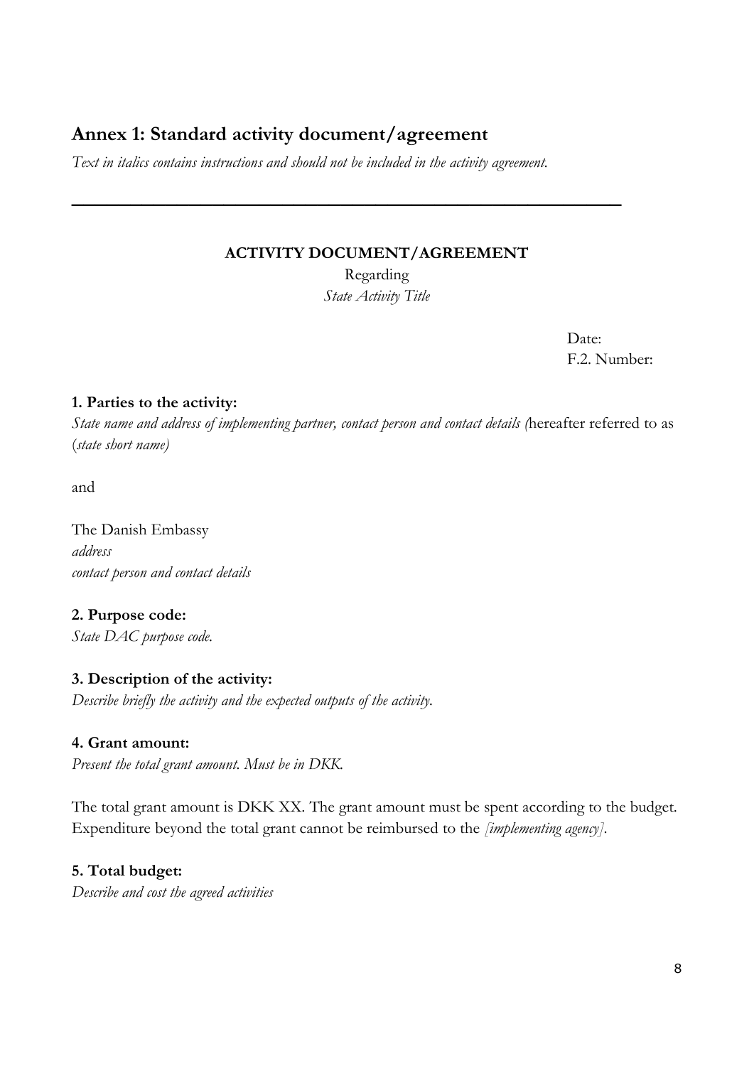## Annex 1: Standard activity document/agreement

*Text in italics contains instructions and should not be included in the activity agreement.*

---

**ACTIVITY DOCUMENT/AGREEMENT**

Regarding

*State Activity Title*

Date:
F.2. Number:

**1. Parties to the activity:**

*State name and address of implementing partner, contact person and contact details (*hereafter referred to as (*state short name)*

and

The Danish Embassy
*address*
*contact person and contact details*

**2. Purpose code:**

*State DAC purpose code.*

**3. Description of the activity:**

*Describe briefly the activity and the expected outputs of the activity.*

**4. Grant amount:**

*Present the total grant amount. Must be in DKK.*

The total grant amount is DKK XX. The grant amount must be spent according to the budget. Expenditure beyond the total grant cannot be reimbursed to the *[implementing agency]*.

**5. Total budget:**

*Describe and cost the agreed activities*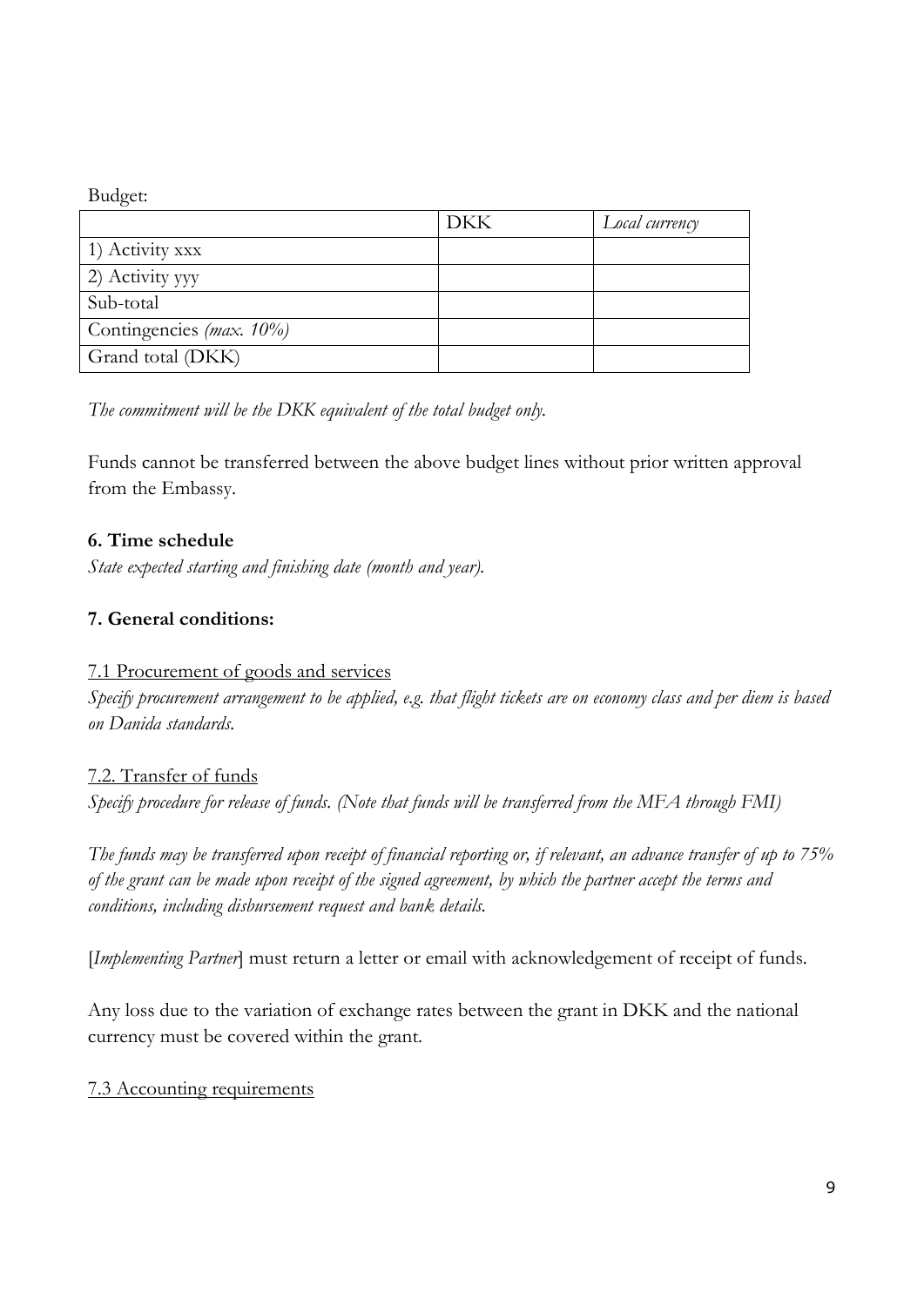Budget:

| | DKK | *Local currency* |
|---|---|---|
| 1) Activity xxx | | |
| 2) Activity yyy | | |
| Sub-total | | |
| Contingencies *(max. 10%)* | | |
| Grand total (DKK) | | |

*The commitment will be the DKK equivalent of the total budget only.*

Funds cannot be transferred between the above budget lines without prior written approval from the Embassy.

**6. Time schedule**

*State expected starting and finishing date (month and year).*

**7. General conditions:**

7.1 Procurement of goods and services

*Specify procurement arrangement to be applied, e.g. that flight tickets are on economy class and per diem is based on Danida standards.*

7.2. Transfer of funds

*Specify procedure for release of funds. (Note that funds will be transferred from the MFA through FMI)*

*The funds may be transferred upon receipt of financial reporting or, if relevant, an advance transfer of up to 75% of the grant can be made upon receipt of the signed agreement, by which the partner accept the terms and conditions, including disbursement request and bank details.*

[*Implementing Partner*] must return a letter or email with acknowledgement of receipt of funds.

Any loss due to the variation of exchange rates between the grant in DKK and the national currency must be covered within the grant.

7.3 Accounting requirements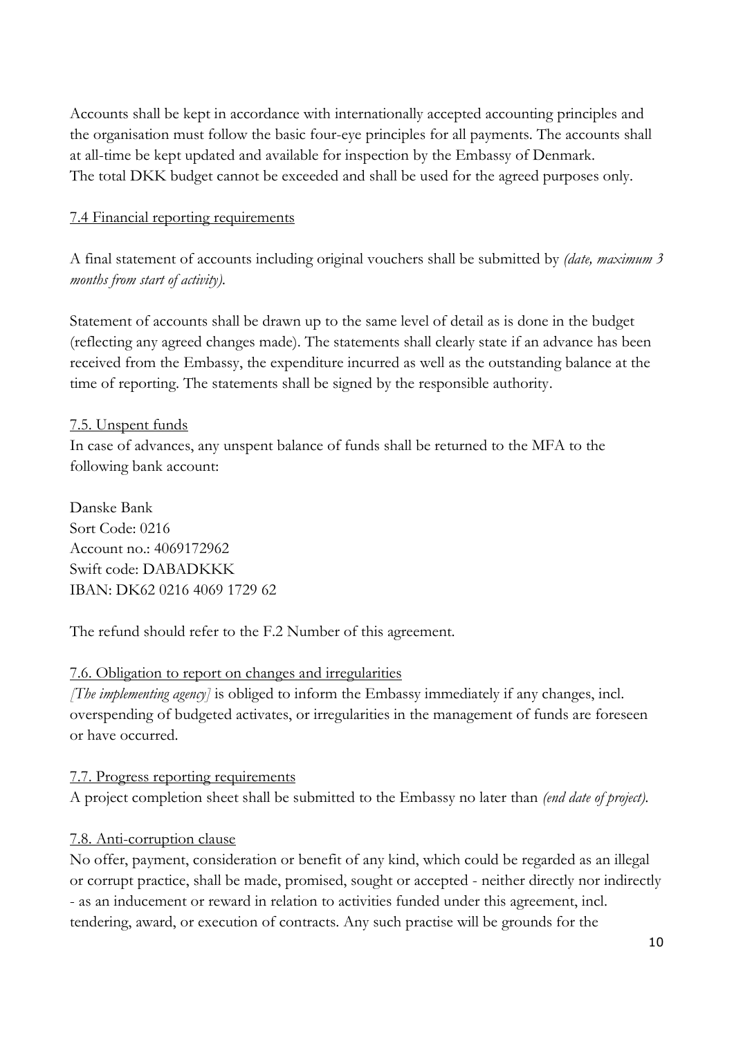Accounts shall be kept in accordance with internationally accepted accounting principles and the organisation must follow the basic four-eye principles for all payments. The accounts shall at all-time be kept updated and available for inspection by the Embassy of Denmark. The total DKK budget cannot be exceeded and shall be used for the agreed purposes only.

<u>7.4 Financial reporting requirements</u>

A final statement of accounts including original vouchers shall be submitted by *(date, maximum 3 months from start of activity).*

Statement of accounts shall be drawn up to the same level of detail as is done in the budget (reflecting any agreed changes made). The statements shall clearly state if an advance has been received from the Embassy, the expenditure incurred as well as the outstanding balance at the time of reporting. The statements shall be signed by the responsible authority.

<u>7.5. Unspent funds</u>

In case of advances, any unspent balance of funds shall be returned to the MFA to the following bank account:

Danske Bank
Sort Code: 0216
Account no.: 4069172962
Swift code: DABADKKK
IBAN: DK62 0216 4069 1729 62

The refund should refer to the F.2 Number of this agreement.

<u>7.6. Obligation to report on changes and irregularities</u>

*[The implementing agency]* is obliged to inform the Embassy immediately if any changes, incl. overspending of budgeted activates, or irregularities in the management of funds are foreseen or have occurred.

<u>7.7. Progress reporting requirements</u>

A project completion sheet shall be submitted to the Embassy no later than *(end date of project).*

<u>7.8. Anti-corruption clause</u>

No offer, payment, consideration or benefit of any kind, which could be regarded as an illegal or corrupt practice, shall be made, promised, sought or accepted - neither directly nor indirectly - as an inducement or reward in relation to activities funded under this agreement, incl. tendering, award, or execution of contracts. Any such practise will be grounds for the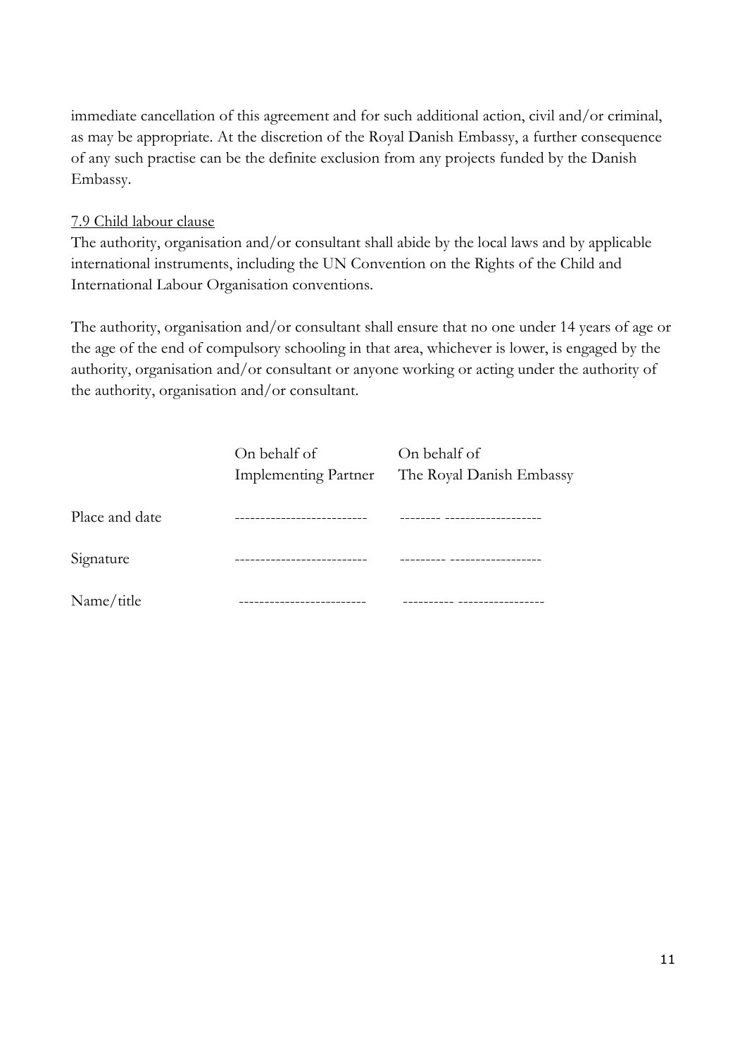immediate cancellation of this agreement and for such additional action, civil and/or criminal, as may be appropriate. At the discretion of the Royal Danish Embassy, a further consequence of any such practise can be the definite exclusion from any projects funded by the Danish Embassy.

7.9 Child labour clause

The authority, organisation and/or consultant shall abide by the local laws and by applicable international instruments, including the UN Convention on the Rights of the Child and International Labour Organisation conventions.

The authority, organisation and/or consultant shall ensure that no one under 14 years of age or the age of the end of compulsory schooling in that area, whichever is lower, is engaged by the authority, organisation and/or consultant or anyone working or acting under the authority of the authority, organisation and/or consultant.

| | On behalf of Implementing Partner | On behalf of The Royal Danish Embassy |
| --- | --- | --- |
| Place and date | ------------------------- | -------- ------------------- |
| Signature | ------------------------- | --------- ------------------ |
| Name/title | ------------------------ | ---------- ----------------- |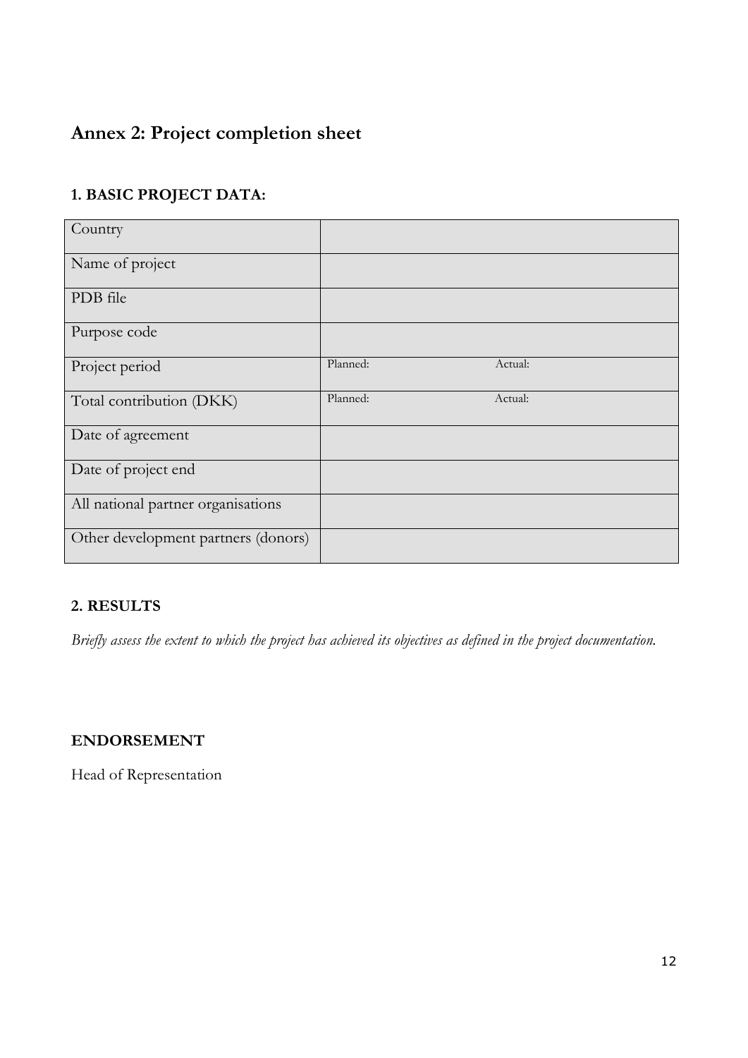# Annex 2: Project completion sheet

## 1. BASIC PROJECT DATA:

| | |
|---|---|
| Country | |
| Name of project | |
| PDB file | |
| Purpose code | |
| Project period | Planned: Actual: |
| Total contribution (DKK) | Planned: Actual: |
| Date of agreement | |
| Date of project end | |
| All national partner organisations | |
| Other development partners (donors) | |

## 2. RESULTS

*Briefly assess the extent to which the project has achieved its objectives as defined in the project documentation.*

## ENDORSEMENT

Head of Representation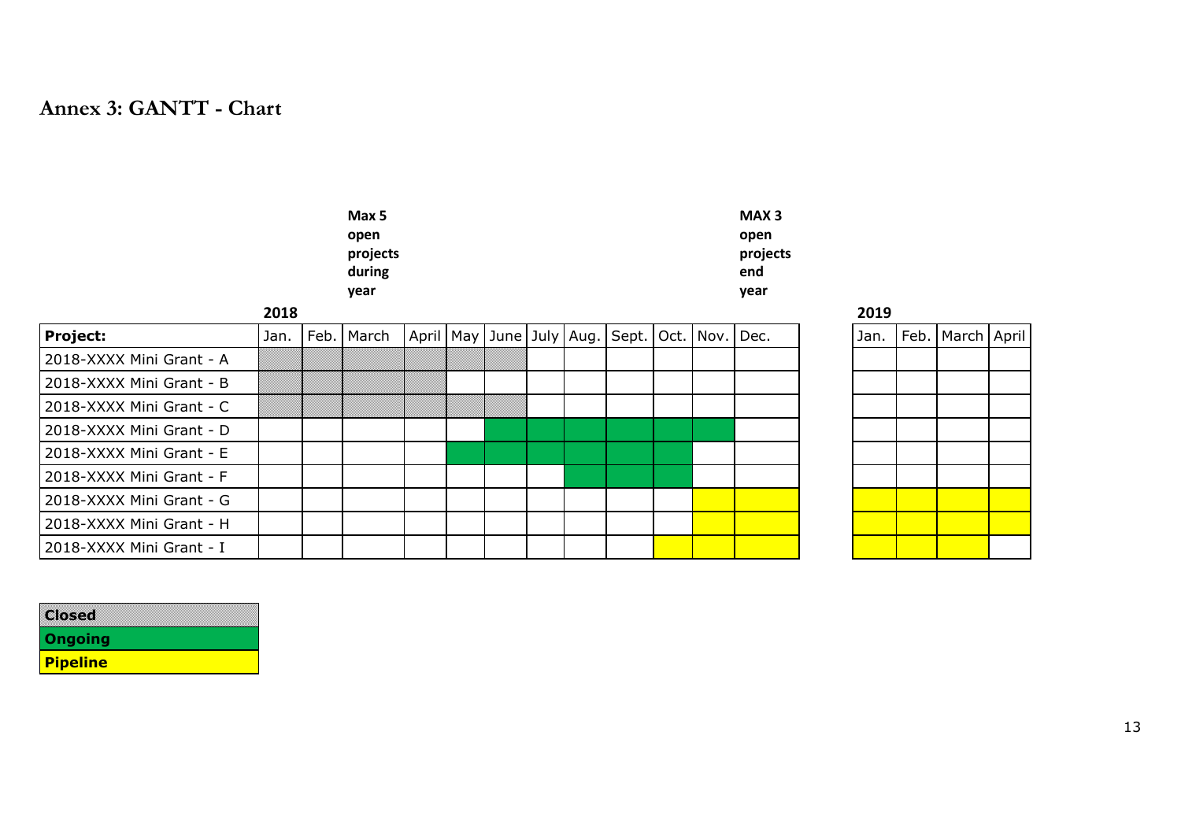## Annex 3: GANTT - Chart

**Max 5 open projects during year**

**MAX 3 open projects end year**

**2018**

**Project:**

Jan. Feb. March April May June July Aug. Sept. Oct. Nov. Dec.

2018-XXXX Mini Grant - A

2018-XXXX Mini Grant - B

2018-XXXX Mini Grant - C

2018-XXXX Mini Grant - D

2018-XXXX Mini Grant - E

2018-XXXX Mini Grant - F

2018-XXXX Mini Grant - G

2018-XXXX Mini Grant - H

2018-XXXX Mini Grant - I

**2019**

Jan. Feb. March April

**Closed**

**Ongoing**

**Pipeline**